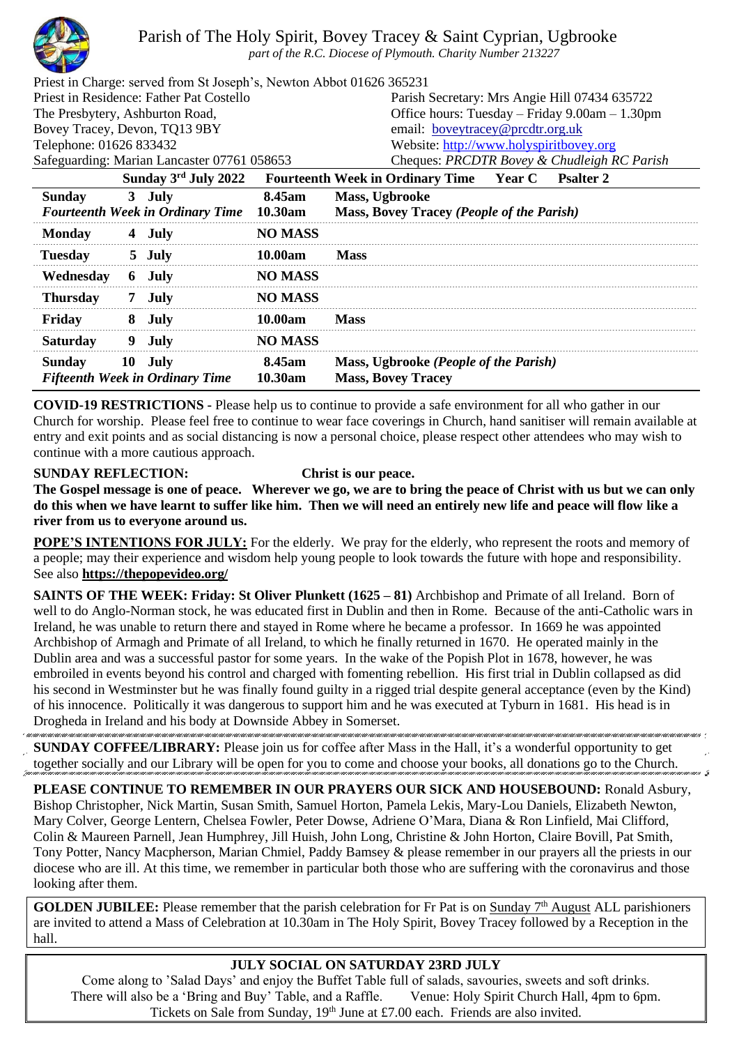# Parish of The Holy Spirit, Bovey Tracey & Saint Cyprian, Ugbrooke

*part of the R.C. Diocese of Plymouth. Charity Number 213227*

Priest in Charge: served from St Joseph's, Newton Abbot 01626 365231

Priest in Residence: Father Pat Costello
The Presbytery, Ashburton Road,
Bovey Tracey, Devon, TQ13 9BY
Telephone: 01626 833432
Safeguarding: Marian Lancaster 07761 058653

Parish Secretary: Mrs Angie Hill 07434 635722
Office hours: Tuesday – Friday 9.00am – 1.30pm
email: boveytracey@prcdtr.org.uk
Website: http://www.holyspiritbovey.org
Cheques: *PRCDTR Bovey & Chudleigh RC Parish*

| **Sunday 3rd July 2022** | | **Fourteenth Week in Ordinary Time Year C Psalter 2** |
|---|---|---|
| **Sunday 3 July** *Fourteenth Week in Ordinary Time* | **8.45am** **10.30am** | **Mass, Ugbrooke** **Mass, Bovey Tracey *(People of the Parish)*** |
| **Monday 4 July** | **NO MASS** | |
| **Tuesday 5 July** | **10.00am** | **Mass** |
| **Wednesday 6 July** | **NO MASS** | |
| **Thursday 7 July** | **NO MASS** | |
| **Friday 8 July** | **10.00am** | **Mass** |
| **Saturday 9 July** | **NO MASS** | |
| **Sunday 10 July** *Fifteenth Week in Ordinary Time* | **8.45am** **10.30am** | **Mass, Ugbrooke *(People of the Parish)*** **Mass, Bovey Tracey** |

**COVID-19 RESTRICTIONS -** Please help us to continue to provide a safe environment for all who gather in our Church for worship. Please feel free to continue to wear face coverings in Church, hand sanitiser will remain available at entry and exit points and as social distancing is now a personal choice, please respect other attendees who may wish to continue with a more cautious approach.

**SUNDAY REFLECTION: Christ is our peace.**

**The Gospel message is one of peace. Wherever we go, we are to bring the peace of Christ with us but we can only do this when we have learnt to suffer like him. Then we will need an entirely new life and peace will flow like a river from us to everyone around us.**

**POPE'S INTENTIONS FOR JULY:** For the elderly. We pray for the elderly, who represent the roots and memory of a people; may their experience and wisdom help young people to look towards the future with hope and responsibility. See also **https://thepopevideo.org/**

**SAINTS OF THE WEEK: Friday: St Oliver Plunkett (1625 – 81)** Archbishop and Primate of all Ireland. Born of well to do Anglo-Norman stock, he was educated first in Dublin and then in Rome. Because of the anti-Catholic wars in Ireland, he was unable to return there and stayed in Rome where he became a professor. In 1669 he was appointed Archbishop of Armagh and Primate of all Ireland, to which he finally returned in 1670. He operated mainly in the Dublin area and was a successful pastor for some years. In the wake of the Popish Plot in 1678, however, he was embroiled in events beyond his control and charged with fomenting rebellion. His first trial in Dublin collapsed as did his second in Westminster but he was finally found guilty in a rigged trial despite general acceptance (even by the Kind) of his innocence. Politically it was dangerous to support him and he was executed at Tyburn in 1681. His head is in Drogheda in Ireland and his body at Downside Abbey in Somerset.

**SUNDAY COFFEE/LIBRARY:** Please join us for coffee after Mass in the Hall, it's a wonderful opportunity to get together socially and our Library will be open for you to come and choose your books, all donations go to the Church.

**PLEASE CONTINUE TO REMEMBER IN OUR PRAYERS OUR SICK AND HOUSEBOUND:** Ronald Asbury, Bishop Christopher, Nick Martin, Susan Smith, Samuel Horton, Pamela Lekis, Mary-Lou Daniels, Elizabeth Newton, Mary Colver, George Lentern, Chelsea Fowler, Peter Dowse, Adriene O'Mara, Diana & Ron Linfield, Mai Clifford, Colin & Maureen Parnell, Jean Humphrey, Jill Huish, John Long, Christine & John Horton, Claire Bovill, Pat Smith, Tony Potter, Nancy Macpherson, Marian Chmiel, Paddy Bamsey & please remember in our prayers all the priests in our diocese who are ill. At this time, we remember in particular both those who are suffering with the coronavirus and those looking after them.

**GOLDEN JUBILEE:** Please remember that the parish celebration for Fr Pat is on Sunday 7th August ALL parishioners are invited to attend a Mass of Celebration at 10.30am in The Holy Spirit, Bovey Tracey followed by a Reception in the hall.

**JULY SOCIAL ON SATURDAY 23RD JULY**

Come along to 'Salad Days' and enjoy the Buffet Table full of salads, savouries, sweets and soft drinks. There will also be a 'Bring and Buy' Table, and a Raffle. Venue: Holy Spirit Church Hall, 4pm to 6pm. Tickets on Sale from Sunday, 19th June at £7.00 each. Friends are also invited.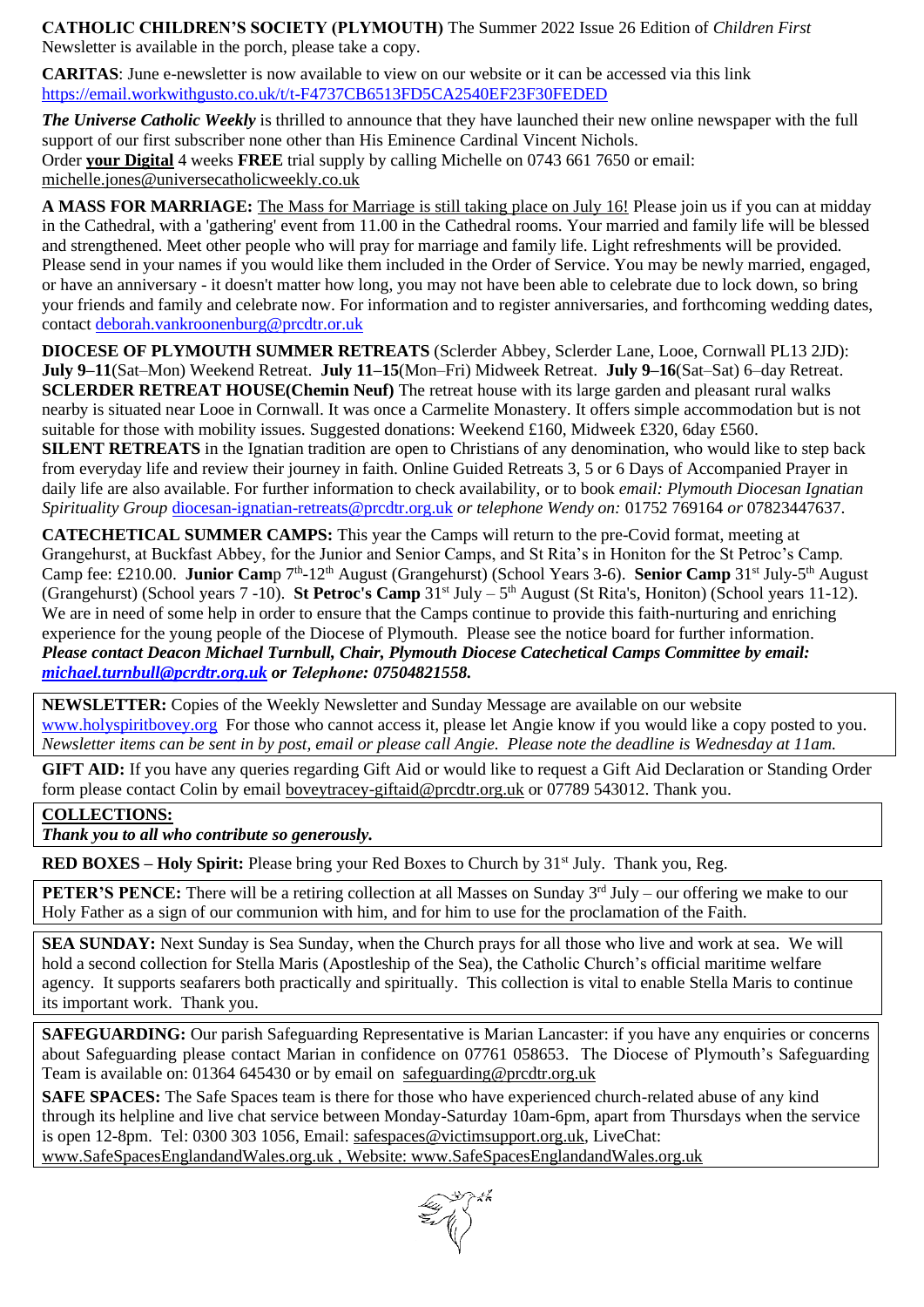**CATHOLIC CHILDREN'S SOCIETY (PLYMOUTH)** The Summer 2022 Issue 26 Edition of *Children First* Newsletter is available in the porch, please take a copy.

**CARITAS**: June e-newsletter is now available to view on our website or it can be accessed via this link https://email.workwithgusto.co.uk/t/t-F4737CB6513FD5CA2540EF23F30FEDED

***The Universe Catholic Weekly*** is thrilled to announce that they have launched their new online newspaper with the full support of our first subscriber none other than His Eminence Cardinal Vincent Nichols.
Order **your Digital** 4 weeks **FREE** trial supply by calling Michelle on 0743 661 7650 or email: michelle.jones@universecatholicweekly.co.uk

**A MASS FOR MARRIAGE:** The Mass for Marriage is still taking place on July 16! Please join us if you can at midday in the Cathedral, with a 'gathering' event from 11.00 in the Cathedral rooms. Your married and family life will be blessed and strengthened. Meet other people who will pray for marriage and family life. Light refreshments will be provided. Please send in your names if you would like them included in the Order of Service. You may be newly married, engaged, or have an anniversary - it doesn't matter how long, you may not have been able to celebrate due to lock down, so bring your friends and family and celebrate now. For information and to register anniversaries, and forthcoming wedding dates, contact deborah.vankroonenburg@prcdtr.or.uk

**DIOCESE OF PLYMOUTH SUMMER RETREATS** (Sclerder Abbey, Sclerder Lane, Looe, Cornwall PL13 2JD): **July 9–11**(Sat–Mon) Weekend Retreat. **July 11–15**(Mon–Fri) Midweek Retreat. **July 9–16**(Sat–Sat) 6–day Retreat.
**SCLERDER RETREAT HOUSE(Chemin Neuf)** The retreat house with its large garden and pleasant rural walks nearby is situated near Looe in Cornwall. It was once a Carmelite Monastery. It offers simple accommodation but is not suitable for those with mobility issues. Suggested donations: Weekend £160, Midweek £320, 6day £560.
**SILENT RETREATS** in the Ignatian tradition are open to Christians of any denomination, who would like to step back from everyday life and review their journey in faith. Online Guided Retreats 3, 5 or 6 Days of Accompanied Prayer in daily life are also available. For further information to check availability, or to book *email: Plymouth Diocesan Ignatian Spirituality Group* diocesan-ignatian-retreats@prcdtr.org.uk *or telephone Wendy on:* 01752 769164 *or* 07823447637.

**CATECHETICAL SUMMER CAMPS:** This year the Camps will return to the pre-Covid format, meeting at Grangehurst, at Buckfast Abbey, for the Junior and Senior Camps, and St Rita's in Honiton for the St Petroc's Camp. Camp fee: £210.00. **Junior Camp** 7th-12th August (Grangehurst) (School Years 3-6). **Senior Camp** 31st July-5th August (Grangehurst) (School years 7 -10). **St Petroc's Camp** 31st July – 5th August (St Rita's, Honiton) (School years 11-12). We are in need of some help in order to ensure that the Camps continue to provide this faith-nurturing and enriching experience for the young people of the Diocese of Plymouth. Please see the notice board for further information.
***Please contact Deacon Michael Turnbull, Chair, Plymouth Diocese Catechetical Camps Committee by email: michael.turnbull@pcrdtr.org.uk or Telephone: 07504821558.***

**NEWSLETTER:** Copies of the Weekly Newsletter and Sunday Message are available on our website www.holyspiritbovey.org For those who cannot access it, please let Angie know if you would like a copy posted to you. *Newsletter items can be sent in by post, email or please call Angie. Please note the deadline is Wednesday at 11am.*

**GIFT AID:** If you have any queries regarding Gift Aid or would like to request a Gift Aid Declaration or Standing Order form please contact Colin by email boveytracey-giftaid@prcdtr.org.uk or 07789 543012. Thank you.

**COLLECTIONS:**
***Thank you to all who contribute so generously.***

**RED BOXES – Holy Spirit:** Please bring your Red Boxes to Church by 31st July. Thank you, Reg.

**PETER'S PENCE:** There will be a retiring collection at all Masses on Sunday 3rd July – our offering we make to our Holy Father as a sign of our communion with him, and for him to use for the proclamation of the Faith.

**SEA SUNDAY:** Next Sunday is Sea Sunday, when the Church prays for all those who live and work at sea. We will hold a second collection for Stella Maris (Apostleship of the Sea), the Catholic Church's official maritime welfare agency. It supports seafarers both practically and spiritually. This collection is vital to enable Stella Maris to continue its important work. Thank you.

**SAFEGUARDING:** Our parish Safeguarding Representative is Marian Lancaster: if you have any enquiries or concerns about Safeguarding please contact Marian in confidence on 07761 058653. The Diocese of Plymouth's Safeguarding Team is available on: 01364 645430 or by email on safeguarding@prcdtr.org.uk

**SAFE SPACES:** The Safe Spaces team is there for those who have experienced church-related abuse of any kind through its helpline and live chat service between Monday-Saturday 10am-6pm, apart from Thursdays when the service is open 12-8pm. Tel: 0300 303 1056, Email: safespaces@victimsupport.org.uk, LiveChat: www.SafeSpacesEnglandandWales.org.uk , Website: www.SafeSpacesEnglandandWales.org.uk